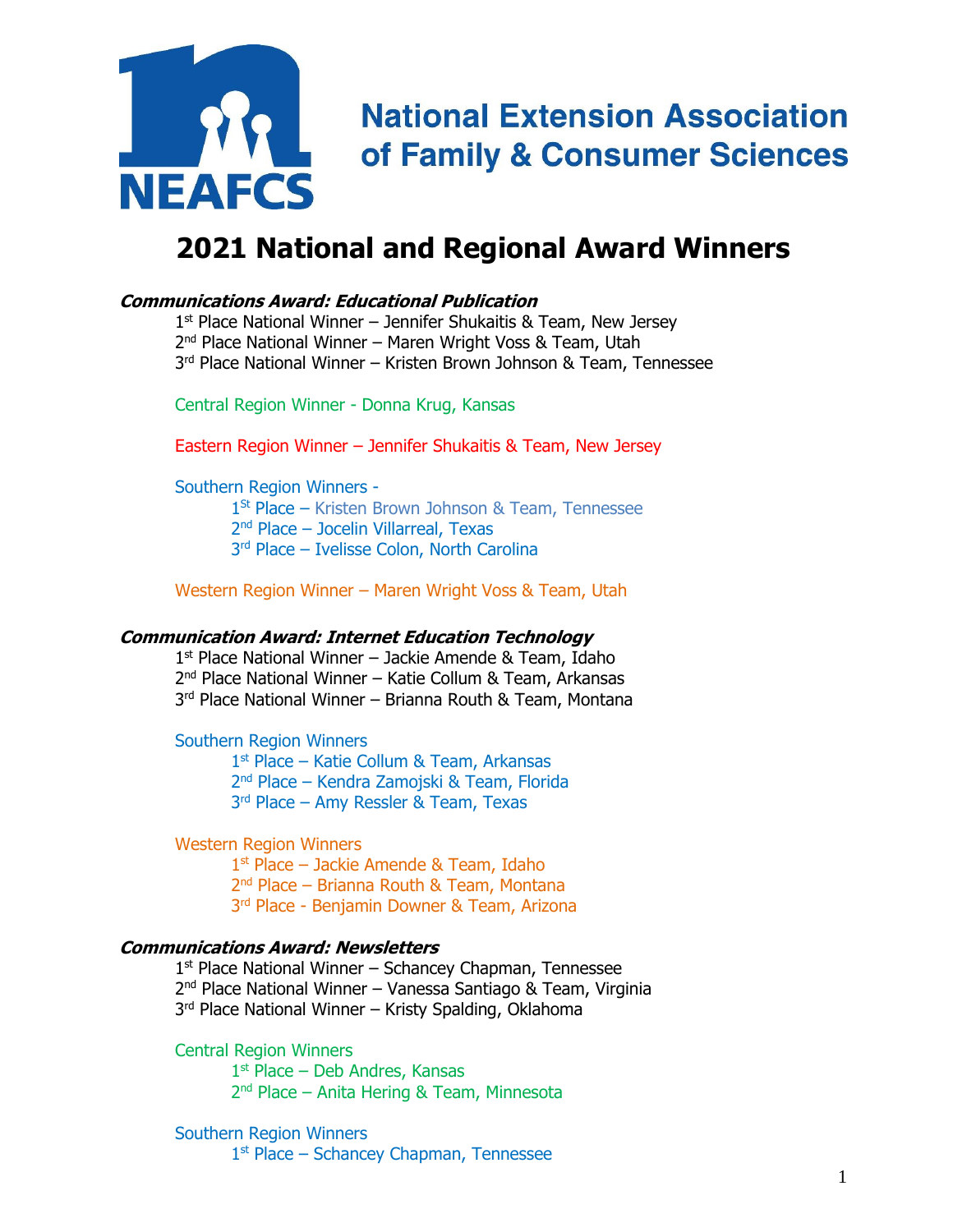**National Extension Association of Family & Consumer Sciences**

NEAFCS

# 2021 National and Regional Award Winners

### *Communications Award: Educational Publication*

1st Place National Winner – Jennifer Shukaitis & Team, New Jersey
2nd Place National Winner – Maren Wright Voss & Team, Utah
3rd Place National Winner – Kristen Brown Johnson & Team, Tennessee

Central Region Winner - Donna Krug, Kansas

Eastern Region Winner – Jennifer Shukaitis & Team, New Jersey

Southern Region Winners -

- 1St Place – Kristen Brown Johnson & Team, Tennessee
- 2nd Place – Jocelin Villarreal, Texas
- 3rd Place – Ivelisse Colon, North Carolina

Western Region Winner – Maren Wright Voss & Team, Utah

### *Communication Award: Internet Education Technology*

1st Place National Winner – Jackie Amende & Team, Idaho
2nd Place National Winner – Katie Collum & Team, Arkansas
3rd Place National Winner – Brianna Routh & Team, Montana

Southern Region Winners

- 1st Place – Katie Collum & Team, Arkansas
- 2nd Place – Kendra Zamojski & Team, Florida
- 3rd Place – Amy Ressler & Team, Texas

Western Region Winners

- 1st Place – Jackie Amende & Team, Idaho
- 2nd Place – Brianna Routh & Team, Montana
- 3rd Place - Benjamin Downer & Team, Arizona

### *Communications Award: Newsletters*

1st Place National Winner – Schancey Chapman, Tennessee
2nd Place National Winner – Vanessa Santiago & Team, Virginia
3rd Place National Winner – Kristy Spalding, Oklahoma

Central Region Winners

- 1st Place – Deb Andres, Kansas
- 2nd Place – Anita Hering & Team, Minnesota

Southern Region Winners

- 1st Place – Schancey Chapman, Tennessee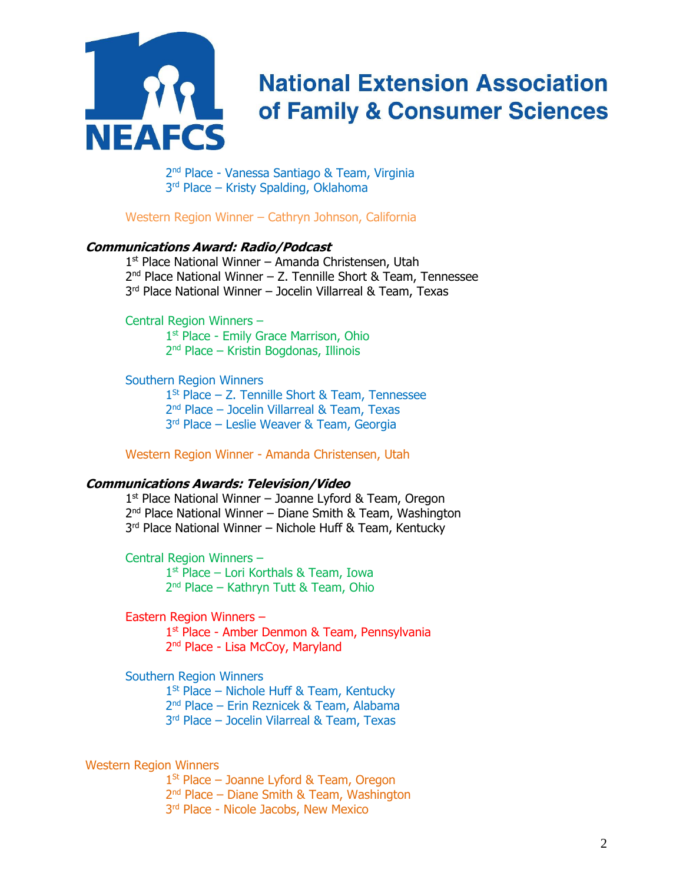# National Extension Association of Family & Consumer Sciences

2nd Place - Vanessa Santiago & Team, Virginia
3rd Place – Kristy Spalding, Oklahoma

Western Region Winner – Cathryn Johnson, California

***Communications Award: Radio/Podcast***

1st Place National Winner – Amanda Christensen, Utah
2nd Place National Winner – Z. Tennille Short & Team, Tennessee
3rd Place National Winner – Jocelin Villarreal & Team, Texas

Central Region Winners –
1st Place - Emily Grace Marrison, Ohio
2nd Place – Kristin Bogdonas, Illinois

Southern Region Winners
1St Place – Z. Tennille Short & Team, Tennessee
2nd Place – Jocelin Villarreal & Team, Texas
3rd Place – Leslie Weaver & Team, Georgia

Western Region Winner - Amanda Christensen, Utah

***Communications Awards: Television/Video***

1st Place National Winner – Joanne Lyford & Team, Oregon
2nd Place National Winner – Diane Smith & Team, Washington
3rd Place National Winner – Nichole Huff & Team, Kentucky

Central Region Winners –
1st Place – Lori Korthals & Team, Iowa
2nd Place – Kathryn Tutt & Team, Ohio

Eastern Region Winners –
1st Place - Amber Denmon & Team, Pennsylvania
2nd Place - Lisa McCoy, Maryland

Southern Region Winners
1St Place – Nichole Huff & Team, Kentucky
2nd Place – Erin Reznicek & Team, Alabama
3rd Place – Jocelin Vilarreal & Team, Texas

Western Region Winners
1St Place – Joanne Lyford & Team, Oregon
2nd Place – Diane Smith & Team, Washington
3rd Place - Nicole Jacobs, New Mexico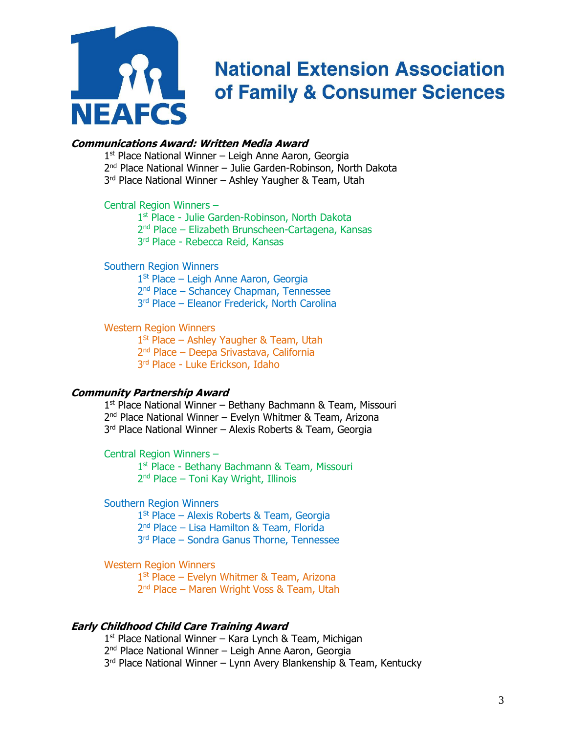# National Extension Association of Family & Consumer Sciences

NEAFCS

***Communications Award: Written Media Award***

1st Place National Winner – Leigh Anne Aaron, Georgia
2nd Place National Winner – Julie Garden-Robinson, North Dakota
3rd Place National Winner – Ashley Yaugher & Team, Utah

Central Region Winners –

- 1st Place - Julie Garden-Robinson, North Dakota
- 2nd Place – Elizabeth Brunscheen-Cartagena, Kansas
- 3rd Place - Rebecca Reid, Kansas

Southern Region Winners

- 1St Place – Leigh Anne Aaron, Georgia
- 2nd Place – Schancey Chapman, Tennessee
- 3rd Place – Eleanor Frederick, North Carolina

Western Region Winners

- 1St Place – Ashley Yaugher & Team, Utah
- 2nd Place – Deepa Srivastava, California
- 3rd Place - Luke Erickson, Idaho

***Community Partnership Award***

1st Place National Winner – Bethany Bachmann & Team, Missouri
2nd Place National Winner – Evelyn Whitmer & Team, Arizona
3rd Place National Winner – Alexis Roberts & Team, Georgia

Central Region Winners –

- 1st Place - Bethany Bachmann & Team, Missouri
- 2nd Place – Toni Kay Wright, Illinois

Southern Region Winners

- 1St Place – Alexis Roberts & Team, Georgia
- 2nd Place – Lisa Hamilton & Team, Florida
- 3rd Place – Sondra Ganus Thorne, Tennessee

Western Region Winners

- 1St Place – Evelyn Whitmer & Team, Arizona
- 2nd Place – Maren Wright Voss & Team, Utah

***Early Childhood Child Care Training Award***

1st Place National Winner – Kara Lynch & Team, Michigan
2nd Place National Winner – Leigh Anne Aaron, Georgia
3rd Place National Winner – Lynn Avery Blankenship & Team, Kentucky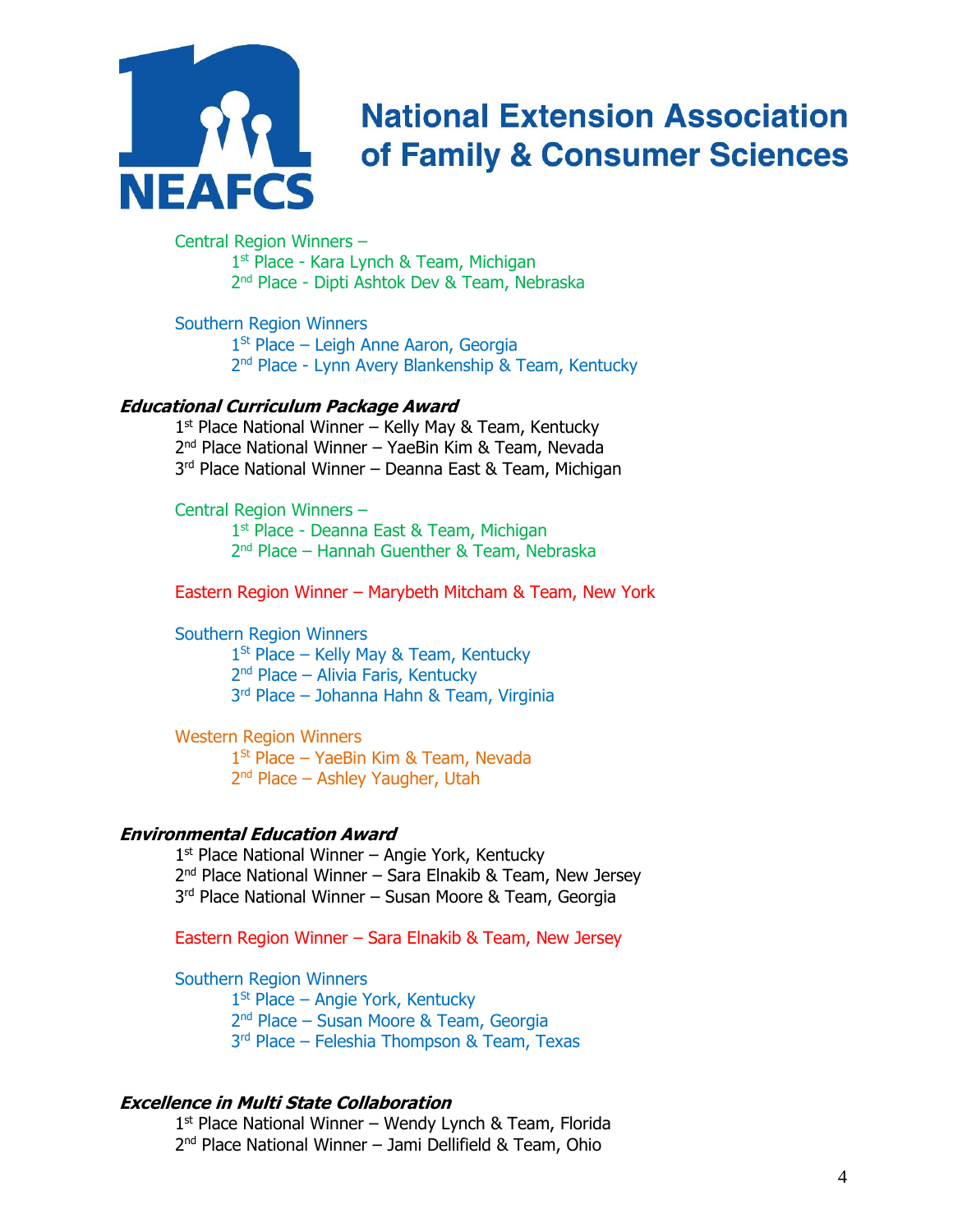National Extension Association of Family & Consumer Sciences

Central Region Winners –

- 1st Place - Kara Lynch & Team, Michigan
- 2nd Place - Dipti Ashtok Dev & Team, Nebraska

Southern Region Winners

- 1St Place – Leigh Anne Aaron, Georgia
- 2nd Place - Lynn Avery Blankenship & Team, Kentucky

### ***Educational Curriculum Package Award***

1st Place National Winner – Kelly May & Team, Kentucky
2nd Place National Winner – YaeBin Kim & Team, Nevada
3rd Place National Winner – Deanna East & Team, Michigan

Central Region Winners –

- 1st Place - Deanna East & Team, Michigan
- 2nd Place – Hannah Guenther & Team, Nebraska

Eastern Region Winner – Marybeth Mitcham & Team, New York

Southern Region Winners

- 1St Place – Kelly May & Team, Kentucky
- 2nd Place – Alivia Faris, Kentucky
- 3rd Place – Johanna Hahn & Team, Virginia

Western Region Winners

- 1St Place – YaeBin Kim & Team, Nevada
- 2nd Place – Ashley Yaugher, Utah

### ***Environmental Education Award***

1st Place National Winner – Angie York, Kentucky
2nd Place National Winner – Sara Elnakib & Team, New Jersey
3rd Place National Winner – Susan Moore & Team, Georgia

Eastern Region Winner – Sara Elnakib & Team, New Jersey

Southern Region Winners

- 1St Place – Angie York, Kentucky
- 2nd Place – Susan Moore & Team, Georgia
- 3rd Place – Feleshia Thompson & Team, Texas

### ***Excellence in Multi State Collaboration***

1st Place National Winner – Wendy Lynch & Team, Florida
2nd Place National Winner – Jami Dellifield & Team, Ohio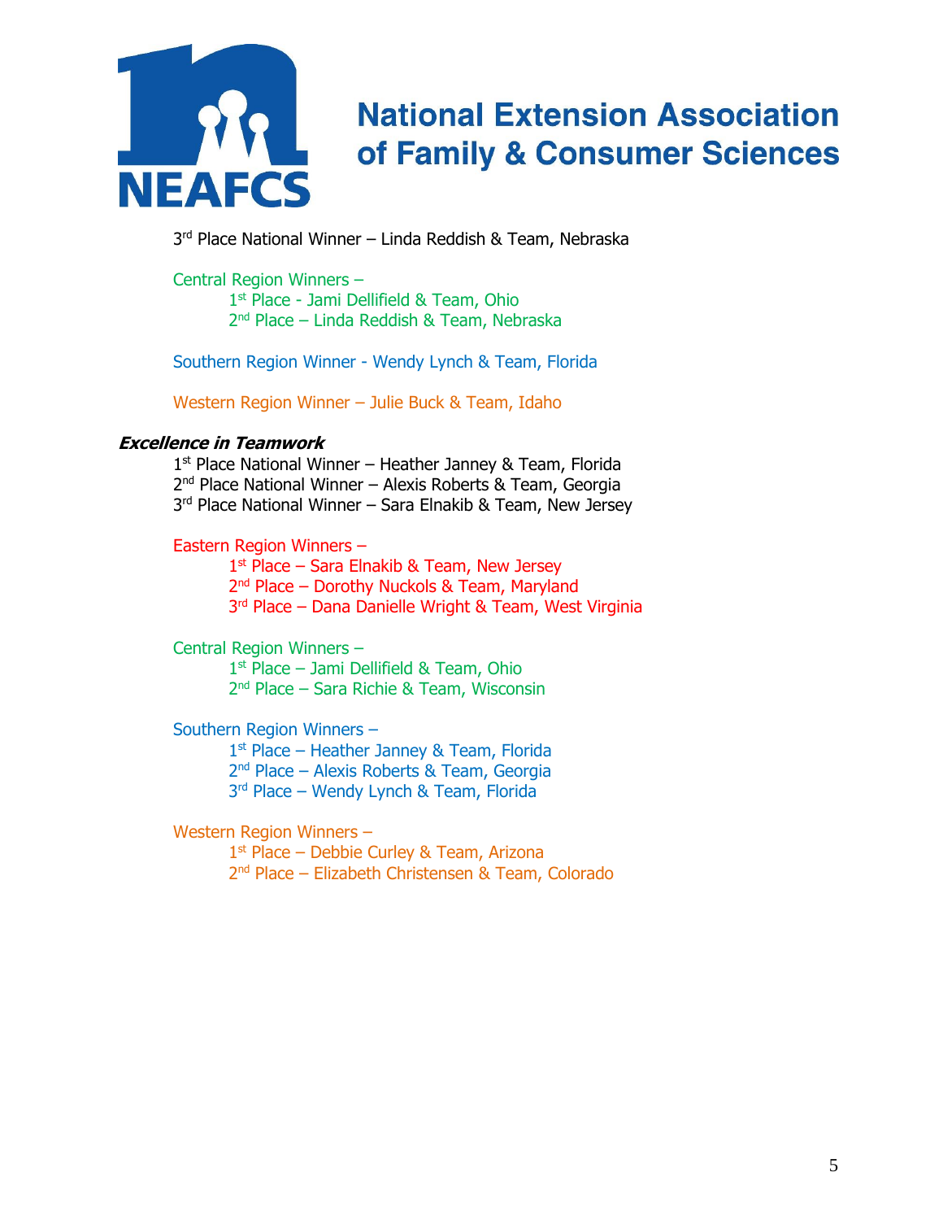# National Extension Association of Family & Consumer Sciences

3rd Place National Winner – Linda Reddish & Team, Nebraska

Central Region Winners –
- 1st Place - Jami Dellifield & Team, Ohio
- 2nd Place – Linda Reddish & Team, Nebraska

Southern Region Winner - Wendy Lynch & Team, Florida

Western Region Winner – Julie Buck & Team, Idaho

***Excellence in Teamwork***

1st Place National Winner – Heather Janney & Team, Florida
2nd Place National Winner – Alexis Roberts & Team, Georgia
3rd Place National Winner – Sara Elnakib & Team, New Jersey

Eastern Region Winners –
- 1st Place – Sara Elnakib & Team, New Jersey
- 2nd Place – Dorothy Nuckols & Team, Maryland
- 3rd Place – Dana Danielle Wright & Team, West Virginia

Central Region Winners –
- 1st Place – Jami Dellifield & Team, Ohio
- 2nd Place – Sara Richie & Team, Wisconsin

Southern Region Winners –
- 1st Place – Heather Janney & Team, Florida
- 2nd Place – Alexis Roberts & Team, Georgia
- 3rd Place – Wendy Lynch & Team, Florida

Western Region Winners –
- 1st Place – Debbie Curley & Team, Arizona
- 2nd Place – Elizabeth Christensen & Team, Colorado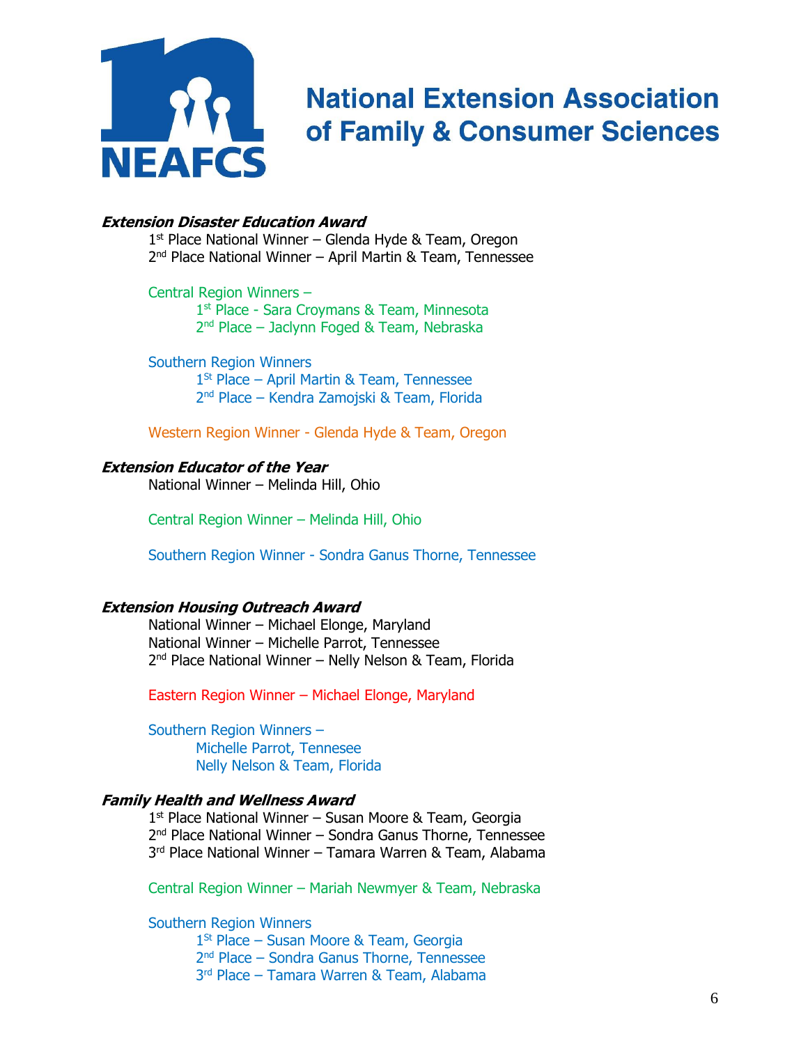# National Extension Association of Family & Consumer Sciences

NEAFCS

***Extension Disaster Education Award***

1st Place National Winner – Glenda Hyde & Team, Oregon
2nd Place National Winner – April Martin & Team, Tennessee

Central Region Winners –
- 1st Place - Sara Croymans & Team, Minnesota
- 2nd Place – Jaclynn Foged & Team, Nebraska

Southern Region Winners
- 1St Place – April Martin & Team, Tennessee
- 2nd Place – Kendra Zamojski & Team, Florida

Western Region Winner - Glenda Hyde & Team, Oregon

***Extension Educator of the Year***

National Winner – Melinda Hill, Ohio

Central Region Winner – Melinda Hill, Ohio

Southern Region Winner - Sondra Ganus Thorne, Tennessee

***Extension Housing Outreach Award***

National Winner – Michael Elonge, Maryland
National Winner – Michelle Parrot, Tennessee
2nd Place National Winner – Nelly Nelson & Team, Florida

Eastern Region Winner – Michael Elonge, Maryland

Southern Region Winners –
- Michelle Parrot, Tennesee
- Nelly Nelson & Team, Florida

***Family Health and Wellness Award***

1st Place National Winner – Susan Moore & Team, Georgia
2nd Place National Winner – Sondra Ganus Thorne, Tennessee
3rd Place National Winner – Tamara Warren & Team, Alabama

Central Region Winner – Mariah Newmyer & Team, Nebraska

Southern Region Winners
- 1St Place – Susan Moore & Team, Georgia
- 2nd Place – Sondra Ganus Thorne, Tennessee
- 3rd Place – Tamara Warren & Team, Alabama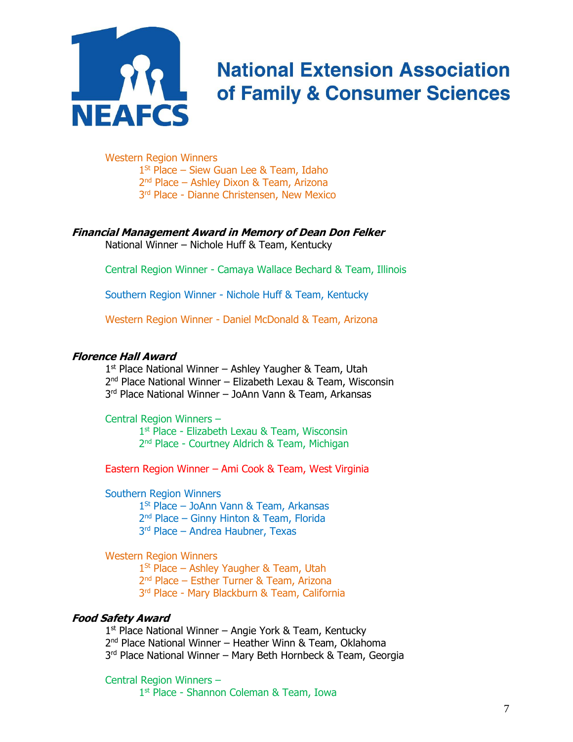Western Region Winners

- 1st Place – Siew Guan Lee & Team, Idaho
- 2nd Place – Ashley Dixon & Team, Arizona
- 3rd Place - Dianne Christensen, New Mexico

### ***Financial Management Award in Memory of Dean Don Felker***

National Winner – Nichole Huff & Team, Kentucky

Central Region Winner - Camaya Wallace Bechard & Team, Illinois

Southern Region Winner - Nichole Huff & Team, Kentucky

Western Region Winner - Daniel McDonald & Team, Arizona

### ***Florence Hall Award***

1st Place National Winner – Ashley Yaugher & Team, Utah
2nd Place National Winner – Elizabeth Lexau & Team, Wisconsin
3rd Place National Winner – JoAnn Vann & Team, Arkansas

Central Region Winners –

- 1st Place - Elizabeth Lexau & Team, Wisconsin
- 2nd Place - Courtney Aldrich & Team, Michigan

Eastern Region Winner – Ami Cook & Team, West Virginia

Southern Region Winners

- 1st Place – JoAnn Vann & Team, Arkansas
- 2nd Place – Ginny Hinton & Team, Florida
- 3rd Place – Andrea Haubner, Texas

Western Region Winners

- 1st Place – Ashley Yaugher & Team, Utah
- 2nd Place – Esther Turner & Team, Arizona
- 3rd Place - Mary Blackburn & Team, California

### ***Food Safety Award***

1st Place National Winner – Angie York & Team, Kentucky
2nd Place National Winner – Heather Winn & Team, Oklahoma
3rd Place National Winner – Mary Beth Hornbeck & Team, Georgia

Central Region Winners –

- 1st Place - Shannon Coleman & Team, Iowa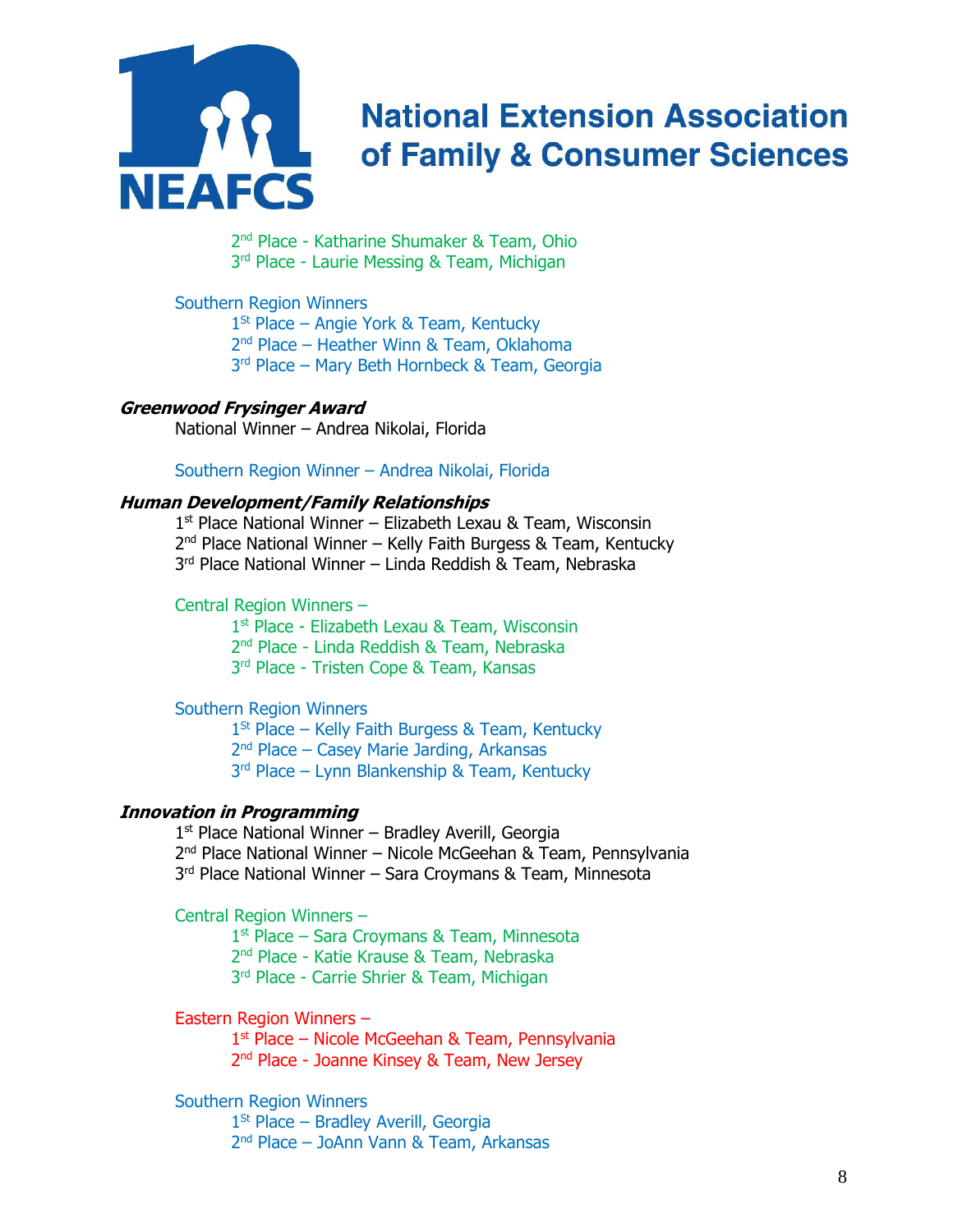2nd Place - Katharine Shumaker & Team, Ohio
3rd Place - Laurie Messing & Team, Michigan

Southern Region Winners
- 1St Place – Angie York & Team, Kentucky
- 2nd Place – Heather Winn & Team, Oklahoma
- 3rd Place – Mary Beth Hornbeck & Team, Georgia

***Greenwood Frysinger Award***

National Winner – Andrea Nikolai, Florida

Southern Region Winner – Andrea Nikolai, Florida

***Human Development/Family Relationships***

1st Place National Winner – Elizabeth Lexau & Team, Wisconsin
2nd Place National Winner – Kelly Faith Burgess & Team, Kentucky
3rd Place National Winner – Linda Reddish & Team, Nebraska

Central Region Winners –
- 1st Place - Elizabeth Lexau & Team, Wisconsin
- 2nd Place - Linda Reddish & Team, Nebraska
- 3rd Place - Tristen Cope & Team, Kansas

Southern Region Winners
- 1St Place – Kelly Faith Burgess & Team, Kentucky
- 2nd Place – Casey Marie Jarding, Arkansas
- 3rd Place – Lynn Blankenship & Team, Kentucky

***Innovation in Programming***

1st Place National Winner – Bradley Averill, Georgia
2nd Place National Winner – Nicole McGeehan & Team, Pennsylvania
3rd Place National Winner – Sara Croymans & Team, Minnesota

Central Region Winners –
- 1st Place – Sara Croymans & Team, Minnesota
- 2nd Place - Katie Krause & Team, Nebraska
- 3rd Place - Carrie Shrier & Team, Michigan

Eastern Region Winners –
- 1st Place – Nicole McGeehan & Team, Pennsylvania
- 2nd Place - Joanne Kinsey & Team, New Jersey

Southern Region Winners
- 1St Place – Bradley Averill, Georgia
- 2nd Place – JoAnn Vann & Team, Arkansas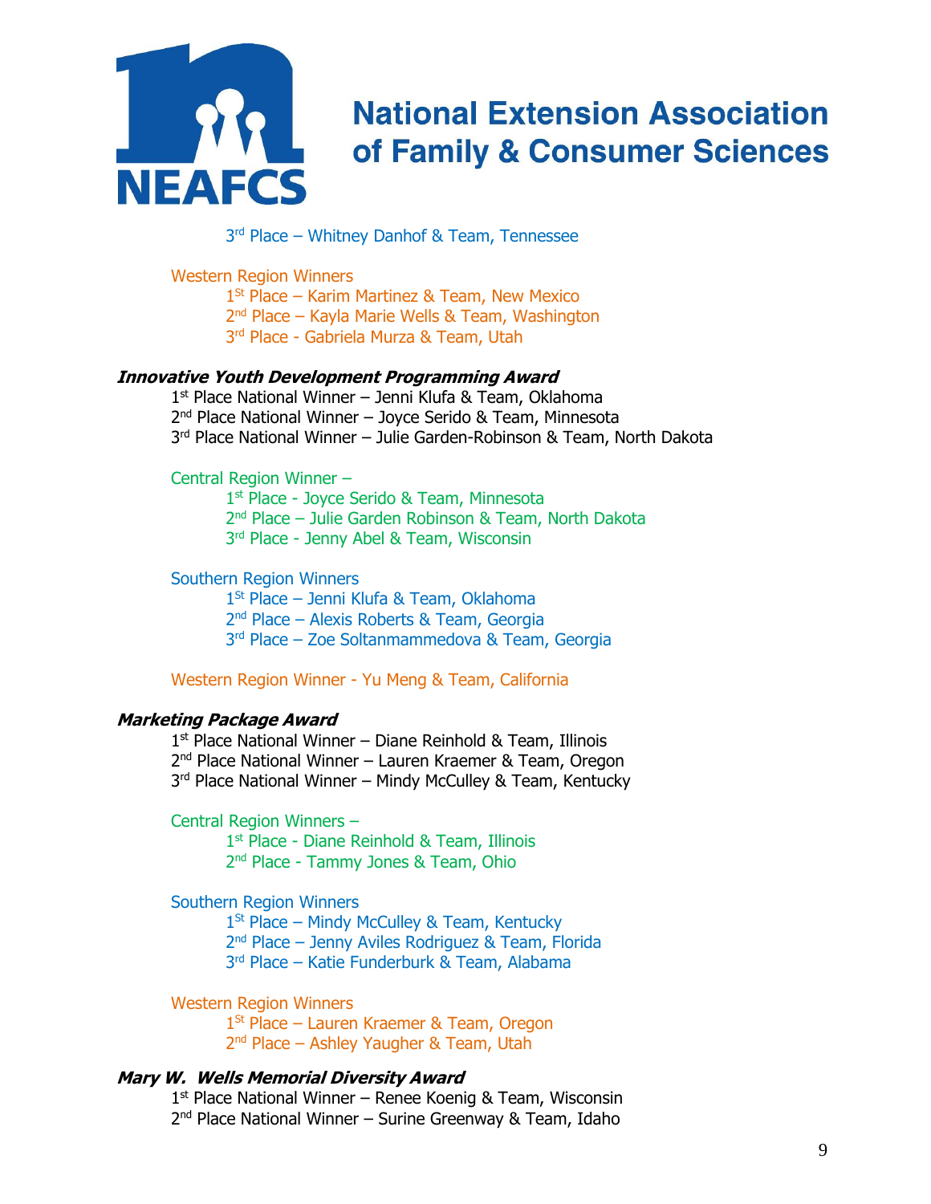# National Extension Association of Family & Consumer Sciences

3rd Place – Whitney Danhof & Team, Tennessee

Western Region Winners

- 1St Place – Karim Martinez & Team, New Mexico
- 2nd Place – Kayla Marie Wells & Team, Washington
- 3rd Place - Gabriela Murza & Team, Utah

***Innovative Youth Development Programming Award***

1st Place National Winner – Jenni Klufa & Team, Oklahoma
2nd Place National Winner – Joyce Serido & Team, Minnesota
3rd Place National Winner – Julie Garden-Robinson & Team, North Dakota

Central Region Winner –

- 1st Place - Joyce Serido & Team, Minnesota
- 2nd Place – Julie Garden Robinson & Team, North Dakota
- 3rd Place - Jenny Abel & Team, Wisconsin

Southern Region Winners

- 1St Place – Jenni Klufa & Team, Oklahoma
- 2nd Place – Alexis Roberts & Team, Georgia
- 3rd Place – Zoe Soltanmammedova & Team, Georgia

Western Region Winner - Yu Meng & Team, California

***Marketing Package Award***

1st Place National Winner – Diane Reinhold & Team, Illinois
2nd Place National Winner – Lauren Kraemer & Team, Oregon
3rd Place National Winner – Mindy McCulley & Team, Kentucky

Central Region Winners –

- 1st Place - Diane Reinhold & Team, Illinois
- 2nd Place - Tammy Jones & Team, Ohio

Southern Region Winners

- 1St Place – Mindy McCulley & Team, Kentucky
- 2nd Place – Jenny Aviles Rodriguez & Team, Florida
- 3rd Place – Katie Funderburk & Team, Alabama

Western Region Winners

- 1St Place – Lauren Kraemer & Team, Oregon
- 2nd Place – Ashley Yaugher & Team, Utah

***Mary W. Wells Memorial Diversity Award***

1st Place National Winner – Renee Koenig & Team, Wisconsin
2nd Place National Winner – Surine Greenway & Team, Idaho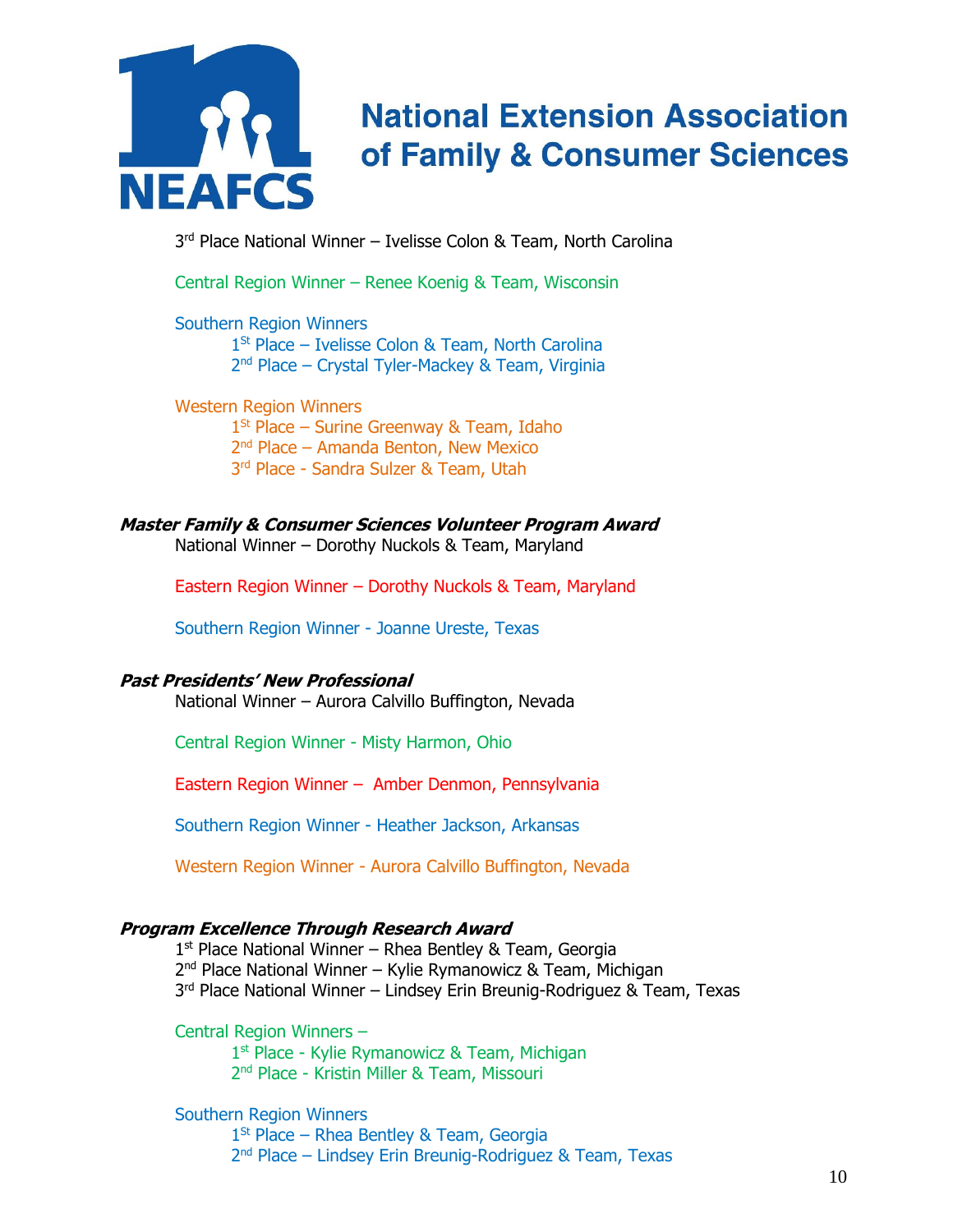# National Extension Association of Family & Consumer Sciences

3rd Place National Winner – Ivelisse Colon & Team, North Carolina

Central Region Winner – Renee Koenig & Team, Wisconsin

Southern Region Winners
- 1St Place – Ivelisse Colon & Team, North Carolina
- 2nd Place – Crystal Tyler-Mackey & Team, Virginia

Western Region Winners
- 1St Place – Surine Greenway & Team, Idaho
- 2nd Place – Amanda Benton, New Mexico
- 3rd Place - Sandra Sulzer & Team, Utah

***Master Family & Consumer Sciences Volunteer Program Award***

National Winner – Dorothy Nuckols & Team, Maryland

Eastern Region Winner – Dorothy Nuckols & Team, Maryland

Southern Region Winner - Joanne Ureste, Texas

***Past Presidents' New Professional***

National Winner – Aurora Calvillo Buffington, Nevada

Central Region Winner - Misty Harmon, Ohio

Eastern Region Winner – Amber Denmon, Pennsylvania

Southern Region Winner - Heather Jackson, Arkansas

Western Region Winner - Aurora Calvillo Buffington, Nevada

***Program Excellence Through Research Award***

1st Place National Winner – Rhea Bentley & Team, Georgia
2nd Place National Winner – Kylie Rymanowicz & Team, Michigan
3rd Place National Winner – Lindsey Erin Breunig-Rodriguez & Team, Texas

Central Region Winners –
- 1st Place - Kylie Rymanowicz & Team, Michigan
- 2nd Place - Kristin Miller & Team, Missouri

Southern Region Winners
- 1St Place – Rhea Bentley & Team, Georgia
- 2nd Place – Lindsey Erin Breunig-Rodriguez & Team, Texas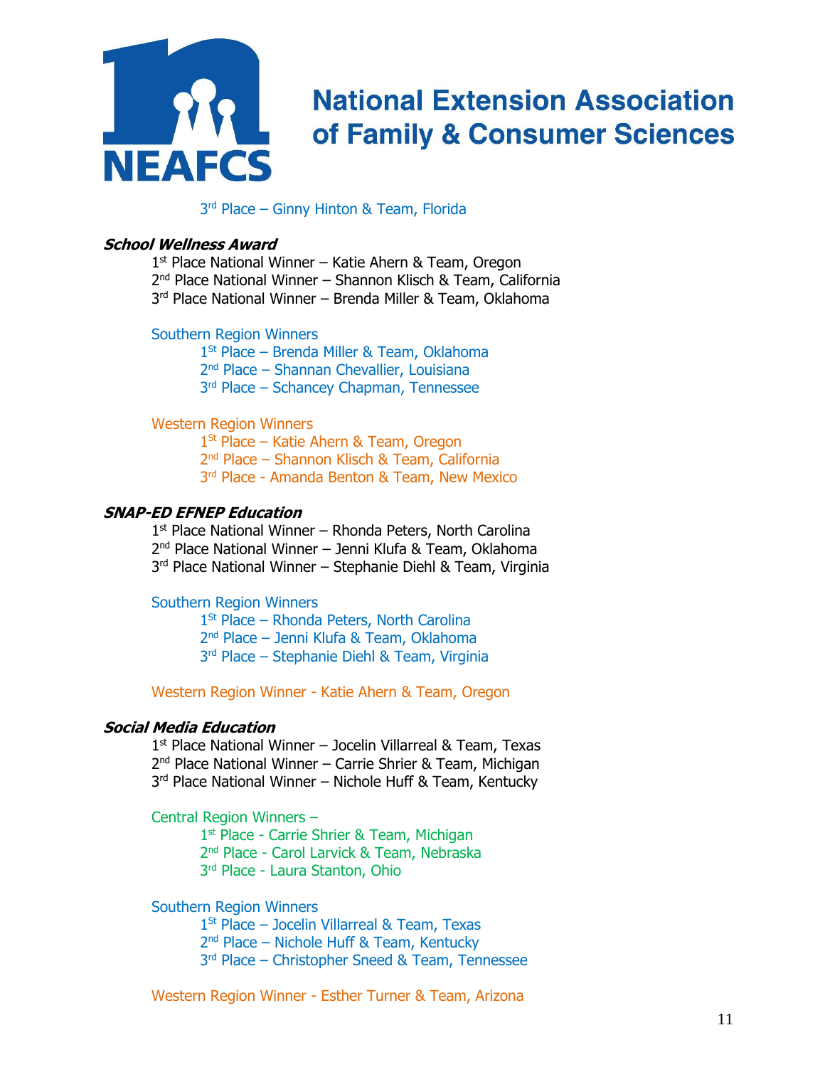National Extension Association of Family & Consumer Sciences

3rd Place – Ginny Hinton & Team, Florida

### *School Wellness Award*

1st Place National Winner – Katie Ahern & Team, Oregon
2nd Place National Winner – Shannon Klisch & Team, California
3rd Place National Winner – Brenda Miller & Team, Oklahoma

Southern Region Winners

- 1St Place – Brenda Miller & Team, Oklahoma
- 2nd Place – Shannan Chevallier, Louisiana
- 3rd Place – Schancey Chapman, Tennessee

Western Region Winners

- 1St Place – Katie Ahern & Team, Oregon
- 2nd Place – Shannon Klisch & Team, California
- 3rd Place - Amanda Benton & Team, New Mexico

### *SNAP-ED EFNEP Education*

1st Place National Winner – Rhonda Peters, North Carolina
2nd Place National Winner – Jenni Klufa & Team, Oklahoma
3rd Place National Winner – Stephanie Diehl & Team, Virginia

Southern Region Winners

- 1St Place – Rhonda Peters, North Carolina
- 2nd Place – Jenni Klufa & Team, Oklahoma
- 3rd Place – Stephanie Diehl & Team, Virginia

Western Region Winner - Katie Ahern & Team, Oregon

### *Social Media Education*

1st Place National Winner – Jocelin Villarreal & Team, Texas
2nd Place National Winner – Carrie Shrier & Team, Michigan
3rd Place National Winner – Nichole Huff & Team, Kentucky

Central Region Winners –

- 1st Place - Carrie Shrier & Team, Michigan
- 2nd Place - Carol Larvick & Team, Nebraska
- 3rd Place - Laura Stanton, Ohio

Southern Region Winners

- 1St Place – Jocelin Villarreal & Team, Texas
- 2nd Place – Nichole Huff & Team, Kentucky
- 3rd Place – Christopher Sneed & Team, Tennessee

Western Region Winner - Esther Turner & Team, Arizona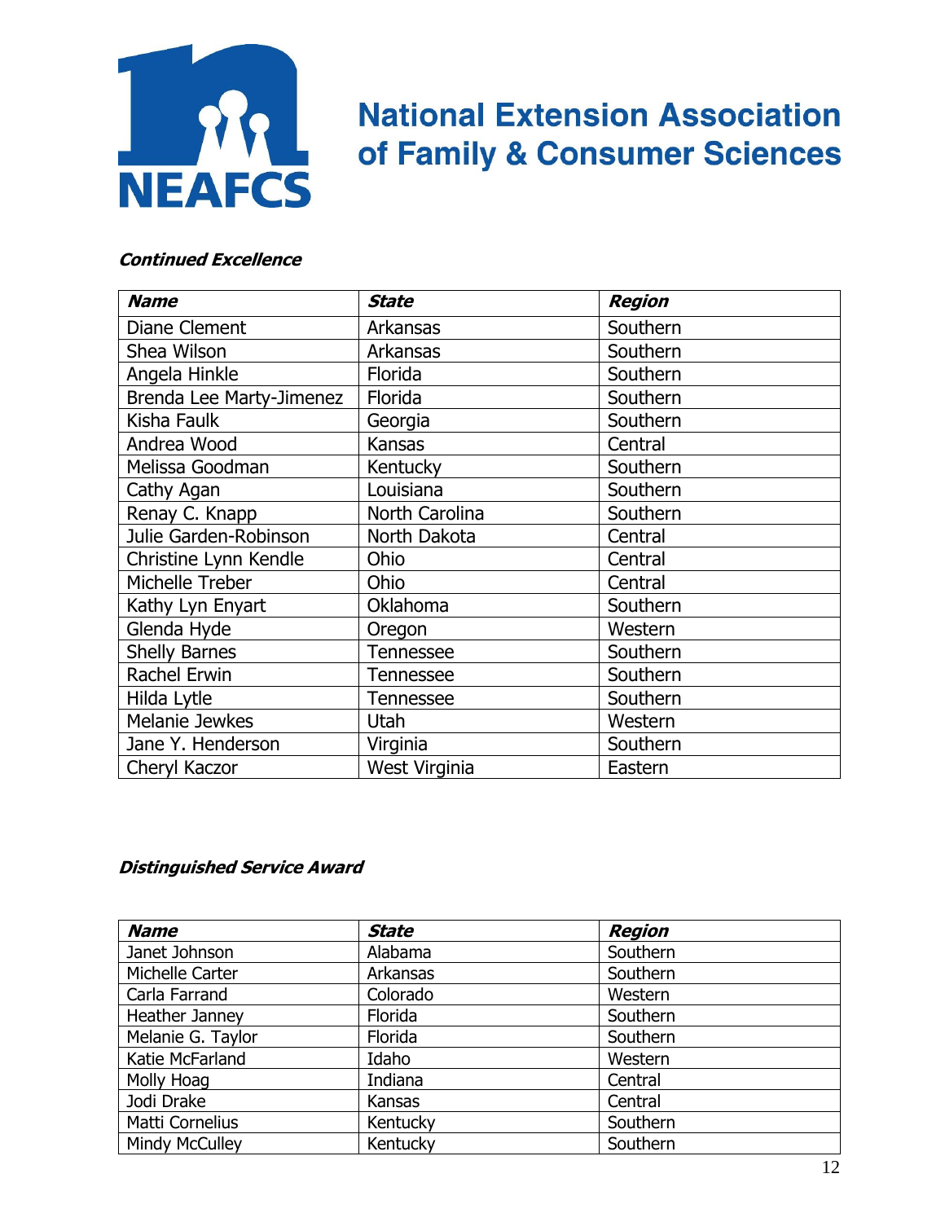**NEAFCS**

**National Extension Association of Family & Consumer Sciences**

***Continued Excellence***

| ***Name*** | ***State*** | ***Region*** |
|---|---|---|
| Diane Clement | Arkansas | Southern |
| Shea Wilson | Arkansas | Southern |
| Angela Hinkle | Florida | Southern |
| Brenda Lee Marty-Jimenez | Florida | Southern |
| Kisha Faulk | Georgia | Southern |
| Andrea Wood | Kansas | Central |
| Melissa Goodman | Kentucky | Southern |
| Cathy Agan | Louisiana | Southern |
| Renay C. Knapp | North Carolina | Southern |
| Julie Garden-Robinson | North Dakota | Central |
| Christine Lynn Kendle | Ohio | Central |
| Michelle Treber | Ohio | Central |
| Kathy Lyn Enyart | Oklahoma | Southern |
| Glenda Hyde | Oregon | Western |
| Shelly Barnes | Tennessee | Southern |
| Rachel Erwin | Tennessee | Southern |
| Hilda Lytle | Tennessee | Southern |
| Melanie Jewkes | Utah | Western |
| Jane Y. Henderson | Virginia | Southern |
| Cheryl Kaczor | West Virginia | Eastern |

***Distinguished Service Award***

| ***Name*** | ***State*** | ***Region*** |
|---|---|---|
| Janet Johnson | Alabama | Southern |
| Michelle Carter | Arkansas | Southern |
| Carla Farrand | Colorado | Western |
| Heather Janney | Florida | Southern |
| Melanie G. Taylor | Florida | Southern |
| Katie McFarland | Idaho | Western |
| Molly Hoag | Indiana | Central |
| Jodi Drake | Kansas | Central |
| Matti Cornelius | Kentucky | Southern |
| Mindy McCulley | Kentucky | Southern |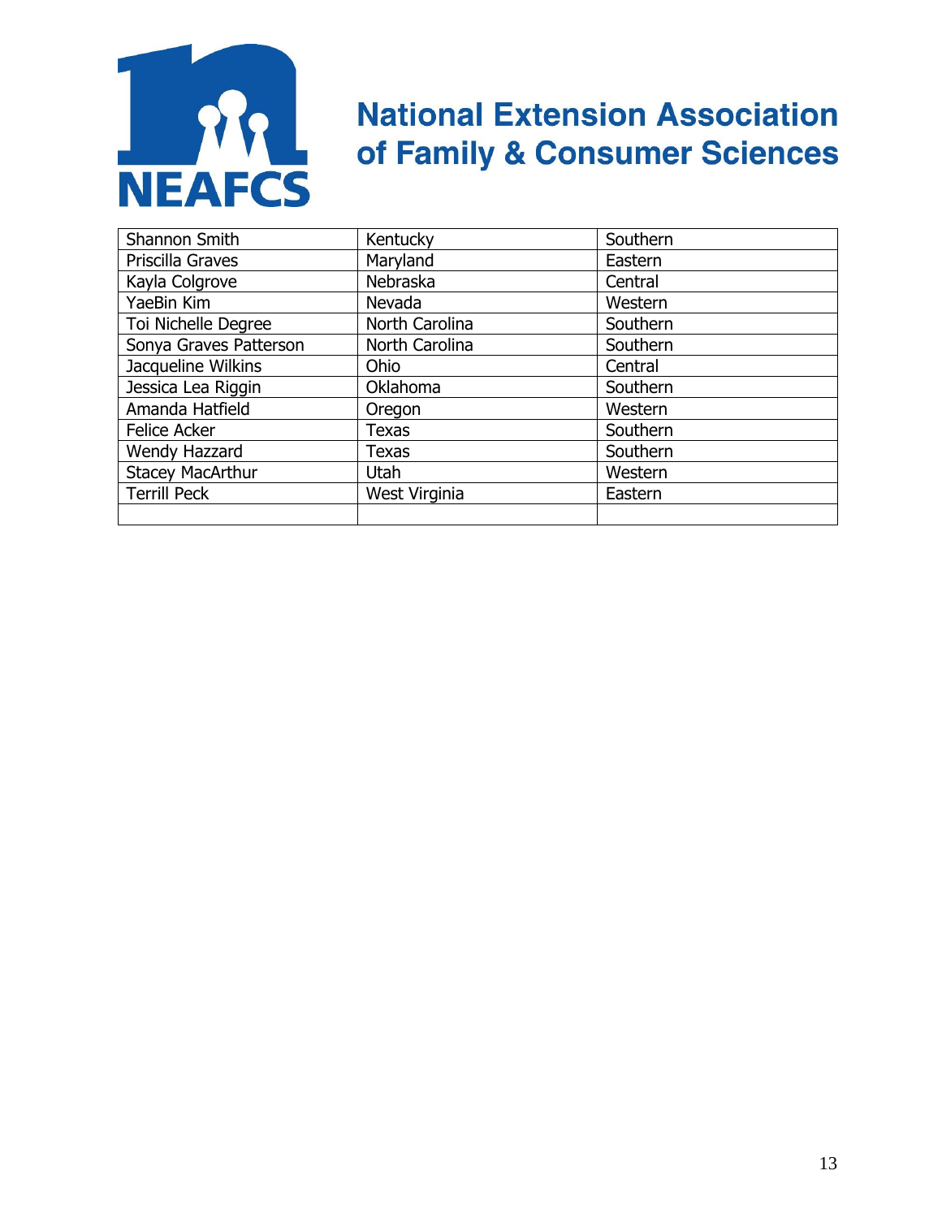# National Extension Association of Family & Consumer Sciences

| | | |
|---|---|---|
| Shannon Smith | Kentucky | Southern |
| Priscilla Graves | Maryland | Eastern |
| Kayla Colgrove | Nebraska | Central |
| YaeBin Kim | Nevada | Western |
| Toi Nichelle Degree | North Carolina | Southern |
| Sonya Graves Patterson | North Carolina | Southern |
| Jacqueline Wilkins | Ohio | Central |
| Jessica Lea Riggin | Oklahoma | Southern |
| Amanda Hatfield | Oregon | Western |
| Felice Acker | Texas | Southern |
| Wendy Hazzard | Texas | Southern |
| Stacey MacArthur | Utah | Western |
| Terrill Peck | West Virginia | Eastern |
| | | |